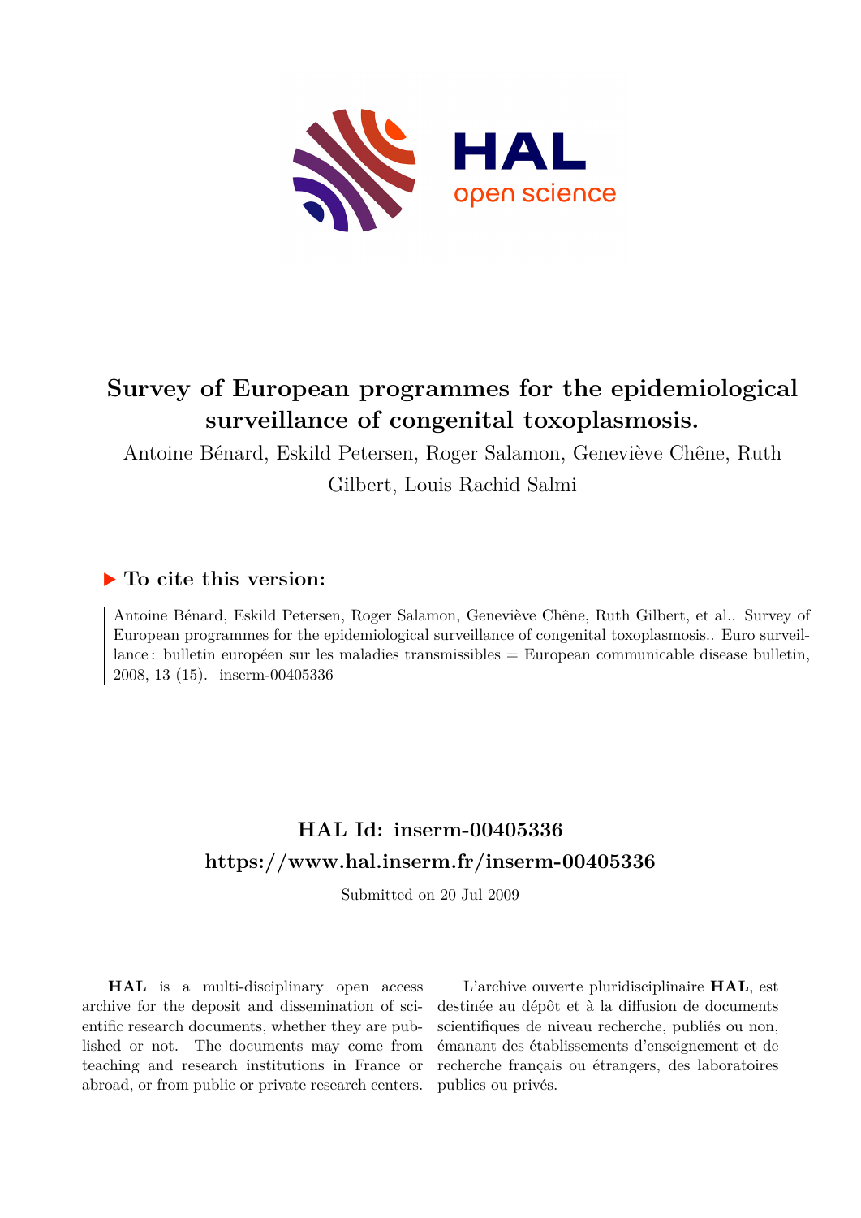# Survey of European programmes for the epidemiological surveillance of congenital toxoplasmosis.

Antoine Bénard, Eskild Petersen, Roger Salamon, Geneviève Chêne, Ruth Gilbert, Louis Rachid Salmi

## ▶ To cite this version:

Antoine Bénard, Eskild Petersen, Roger Salamon, Geneviève Chêne, Ruth Gilbert, et al.. Survey of European programmes for the epidemiological surveillance of congenital toxoplasmosis.. Euro surveillance : bulletin européen sur les maladies transmissibles = European communicable disease bulletin, 2008, 13 (15). inserm-00405336

## HAL Id: inserm-00405336
## https://www.hal.inserm.fr/inserm-00405336

Submitted on 20 Jul 2009

**HAL** is a multi-disciplinary open access archive for the deposit and dissemination of scientific research documents, whether they are published or not. The documents may come from teaching and research institutions in France or abroad, or from public or private research centers.

L'archive ouverte pluridisciplinaire **HAL**, est destinée au dépôt et à la diffusion de documents scientifiques de niveau recherche, publiés ou non, émanant des établissements d'enseignement et de recherche français ou étrangers, des laboratoires publics ou privés.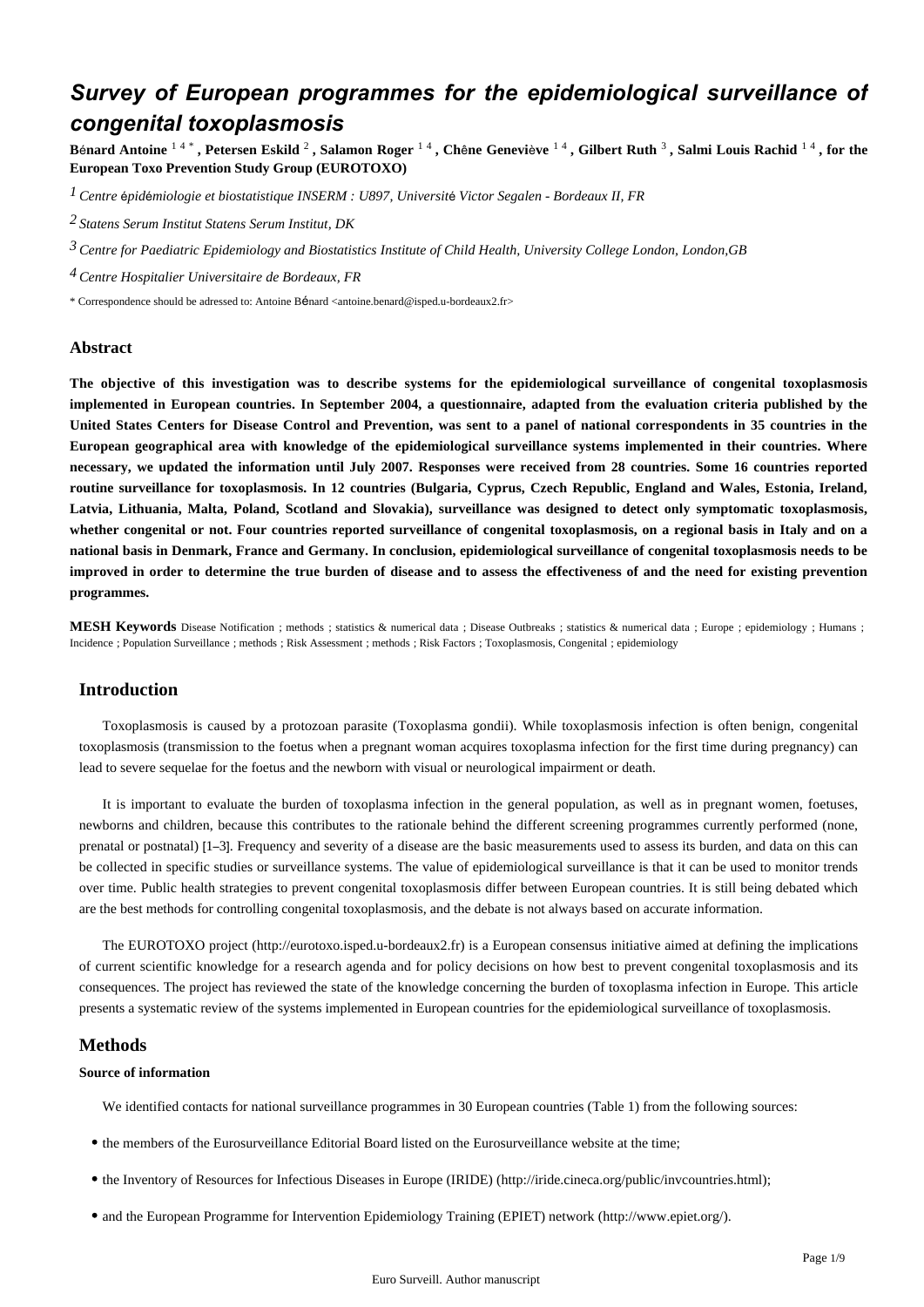# Survey of European programmes for the epidemiological surveillance of congenital toxoplasmosis

Bénard Antoine [1 4 *] , Petersen Eskild [2] , Salamon Roger [1 4] , Chêne Geneviève [1 4] , Gilbert Ruth [3] , Salmi Louis Rachid [1 4] , for the European Toxo Prevention Study Group (EUROTOXO)

[1] *Centre épidémiologie et biostatistique INSERM : U897, Université Victor Segalen - Bordeaux II, FR*

[2] *Statens Serum Institut Statens Serum Institut, DK*

[3] *Centre for Paediatric Epidemiology and Biostatistics Institute of Child Health, University College London, London,GB*

[4] *Centre Hospitalier Universitaire de Bordeaux, FR*

\* Correspondence should be adressed to: Antoine Bénard <antoine.benard@isped.u-bordeaux2.fr>

## Abstract

**The objective of this investigation was to describe systems for the epidemiological surveillance of congenital toxoplasmosis implemented in European countries. In September 2004, a questionnaire, adapted from the evaluation criteria published by the United States Centers for Disease Control and Prevention, was sent to a panel of national correspondents in 35 countries in the European geographical area with knowledge of the epidemiological surveillance systems implemented in their countries. Where necessary, we updated the information until July 2007. Responses were received from 28 countries. Some 16 countries reported routine surveillance for toxoplasmosis. In 12 countries (Bulgaria, Cyprus, Czech Republic, England and Wales, Estonia, Ireland, Latvia, Lithuania, Malta, Poland, Scotland and Slovakia), surveillance was designed to detect only symptomatic toxoplasmosis, whether congenital or not. Four countries reported surveillance of congenital toxoplasmosis, on a regional basis in Italy and on a national basis in Denmark, France and Germany. In conclusion, epidemiological surveillance of congenital toxoplasmosis needs to be improved in order to determine the true burden of disease and to assess the effectiveness of and the need for existing prevention programmes.**

**MESH Keywords** Disease Notification ; methods ; statistics & numerical data ; Disease Outbreaks ; statistics & numerical data ; Europe ; epidemiology ; Humans ; Incidence ; Population Surveillance ; methods ; Risk Assessment ; methods ; Risk Factors ; Toxoplasmosis, Congenital ; epidemiology

## Introduction

Toxoplasmosis is caused by a protozoan parasite (Toxoplasma gondii). While toxoplasmosis infection is often benign, congenital toxoplasmosis (transmission to the foetus when a pregnant woman acquires toxoplasma infection for the first time during pregnancy) can lead to severe sequelae for the foetus and the newborn with visual or neurological impairment or death.

It is important to evaluate the burden of toxoplasma infection in the general population, as well as in pregnant women, foetuses, newborns and children, because this contributes to the rationale behind the different screening programmes currently performed (none, prenatal or postnatal) [1–3]. Frequency and severity of a disease are the basic measurements used to assess its burden, and data on this can be collected in specific studies or surveillance systems. The value of epidemiological surveillance is that it can be used to monitor trends over time. Public health strategies to prevent congenital toxoplasmosis differ between European countries. It is still being debated which are the best methods for controlling congenital toxoplasmosis, and the debate is not always based on accurate information.

The EUROTOXO project (http://eurotoxo.isped.u-bordeaux2.fr) is a European consensus initiative aimed at defining the implications of current scientific knowledge for a research agenda and for policy decisions on how best to prevent congenital toxoplasmosis and its consequences. The project has reviewed the state of the knowledge concerning the burden of toxoplasma infection in Europe. This article presents a systematic review of the systems implemented in European countries for the epidemiological surveillance of toxoplasmosis.

## Methods

### Source of information

We identified contacts for national surveillance programmes in 30 European countries (Table 1) from the following sources:

- the members of the Eurosurveillance Editorial Board listed on the Eurosurveillance website at the time;
- the Inventory of Resources for Infectious Diseases in Europe (IRIDE) (http://iride.cineca.org/public/invcountries.html);
- and the European Programme for Intervention Epidemiology Training (EPIET) network (http://www.epiet.org/).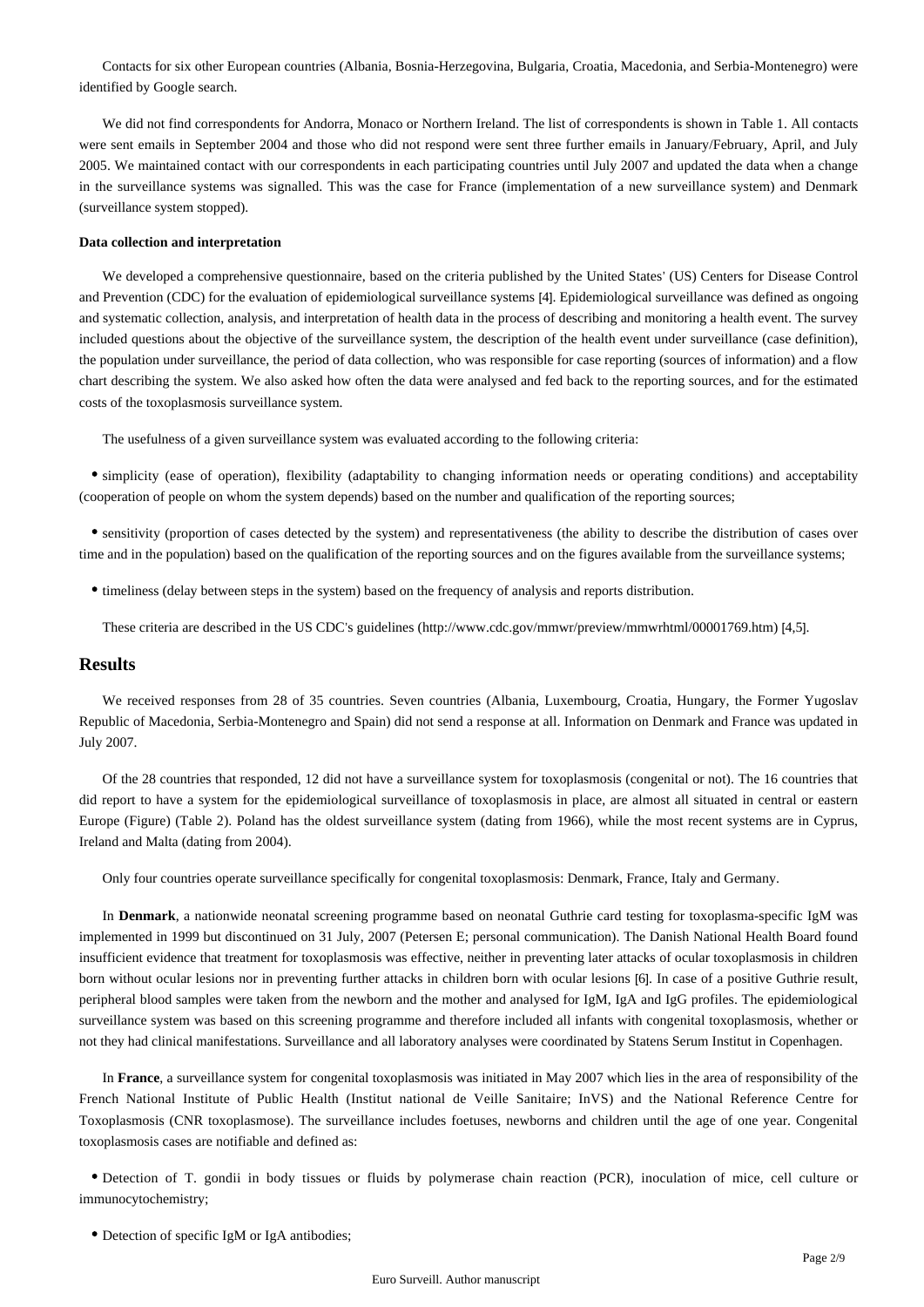Contacts for six other European countries (Albania, Bosnia-Herzegovina, Bulgaria, Croatia, Macedonia, and Serbia-Montenegro) were identified by Google search.

We did not find correspondents for Andorra, Monaco or Northern Ireland. The list of correspondents is shown in Table 1. All contacts were sent emails in September 2004 and those who did not respond were sent three further emails in January/February, April, and July 2005. We maintained contact with our correspondents in each participating countries until July 2007 and updated the data when a change in the surveillance systems was signalled. This was the case for France (implementation of a new surveillance system) and Denmark (surveillance system stopped).

#### Data collection and interpretation

We developed a comprehensive questionnaire, based on the criteria published by the United States' (US) Centers for Disease Control and Prevention (CDC) for the evaluation of epidemiological surveillance systems [4]. Epidemiological surveillance was defined as ongoing and systematic collection, analysis, and interpretation of health data in the process of describing and monitoring a health event. The survey included questions about the objective of the surveillance system, the description of the health event under surveillance (case definition), the population under surveillance, the period of data collection, who was responsible for case reporting (sources of information) and a flow chart describing the system. We also asked how often the data were analysed and fed back to the reporting sources, and for the estimated costs of the toxoplasmosis surveillance system.

The usefulness of a given surveillance system was evaluated according to the following criteria:

- simplicity (ease of operation), flexibility (adaptability to changing information needs or operating conditions) and acceptability (cooperation of people on whom the system depends) based on the number and qualification of the reporting sources;
- sensitivity (proportion of cases detected by the system) and representativeness (the ability to describe the distribution of cases over time and in the population) based on the qualification of the reporting sources and on the figures available from the surveillance systems;
- timeliness (delay between steps in the system) based on the frequency of analysis and reports distribution.

These criteria are described in the US CDC's guidelines (http://www.cdc.gov/mmwr/preview/mmwrhtml/00001769.htm) [4,5].

## Results

We received responses from 28 of 35 countries. Seven countries (Albania, Luxembourg, Croatia, Hungary, the Former Yugoslav Republic of Macedonia, Serbia-Montenegro and Spain) did not send a response at all. Information on Denmark and France was updated in July 2007.

Of the 28 countries that responded, 12 did not have a surveillance system for toxoplasmosis (congenital or not). The 16 countries that did report to have a system for the epidemiological surveillance of toxoplasmosis in place, are almost all situated in central or eastern Europe (Figure) (Table 2). Poland has the oldest surveillance system (dating from 1966), while the most recent systems are in Cyprus, Ireland and Malta (dating from 2004).

Only four countries operate surveillance specifically for congenital toxoplasmosis: Denmark, France, Italy and Germany.

In **Denmark**, a nationwide neonatal screening programme based on neonatal Guthrie card testing for toxoplasma-specific IgM was implemented in 1999 but discontinued on 31 July, 2007 (Petersen E; personal communication). The Danish National Health Board found insufficient evidence that treatment for toxoplasmosis was effective, neither in preventing later attacks of ocular toxoplasmosis in children born without ocular lesions nor in preventing further attacks in children born with ocular lesions [6]. In case of a positive Guthrie result, peripheral blood samples were taken from the newborn and the mother and analysed for IgM, IgA and IgG profiles. The epidemiological surveillance system was based on this screening programme and therefore included all infants with congenital toxoplasmosis, whether or not they had clinical manifestations. Surveillance and all laboratory analyses were coordinated by Statens Serum Institut in Copenhagen.

In **France**, a surveillance system for congenital toxoplasmosis was initiated in May 2007 which lies in the area of responsibility of the French National Institute of Public Health (Institut national de Veille Sanitaire; InVS) and the National Reference Centre for Toxoplasmosis (CNR toxoplasmose). The surveillance includes foetuses, newborns and children until the age of one year. Congenital toxoplasmosis cases are notifiable and defined as:

- Detection of T. gondii in body tissues or fluids by polymerase chain reaction (PCR), inoculation of mice, cell culture or immunocytochemistry;
- Detection of specific IgM or IgA antibodies;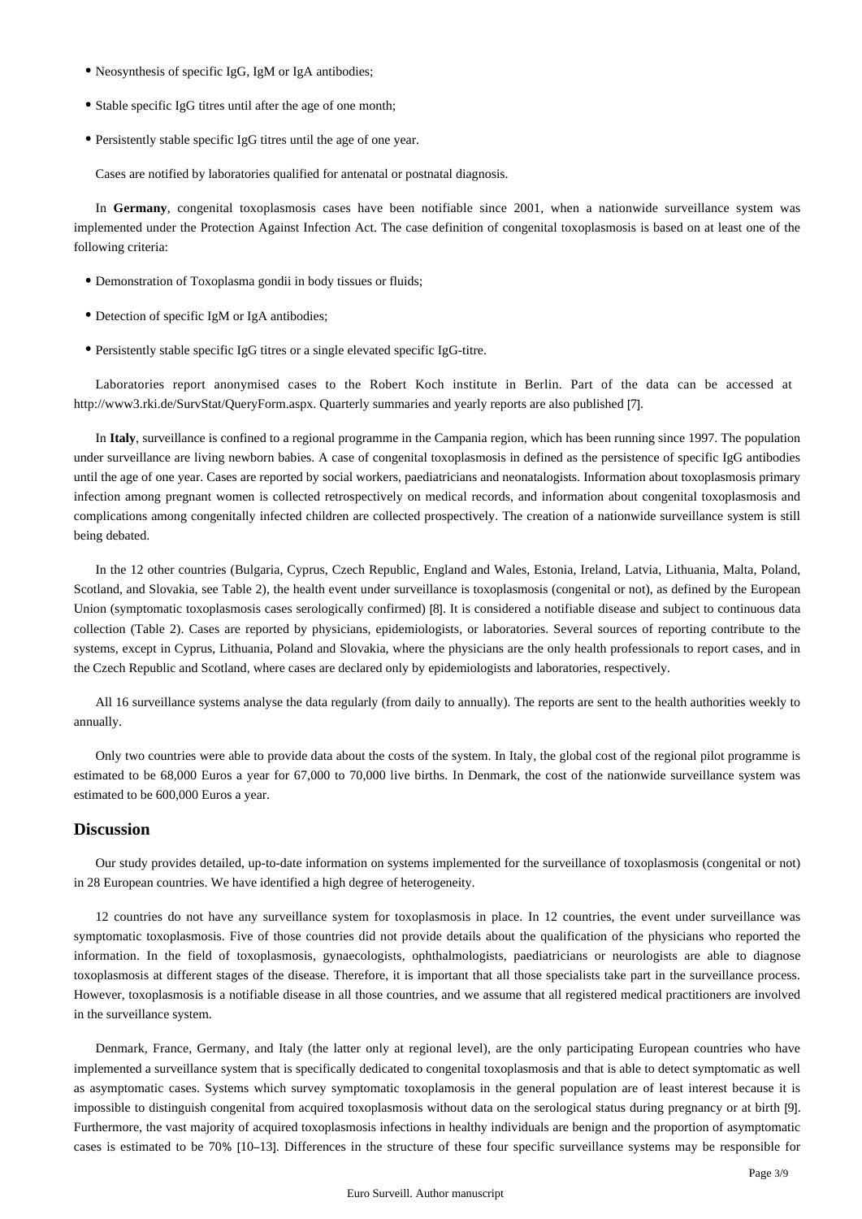- Neosynthesis of specific IgG, IgM or IgA antibodies;
- Stable specific IgG titres until after the age of one month;
- Persistently stable specific IgG titres until the age of one year.

Cases are notified by laboratories qualified for antenatal or postnatal diagnosis.

In **Germany**, congenital toxoplasmosis cases have been notifiable since 2001, when a nationwide surveillance system was implemented under the Protection Against Infection Act. The case definition of congenital toxoplasmosis is based on at least one of the following criteria:

- Demonstration of Toxoplasma gondii in body tissues or fluids;
- Detection of specific IgM or IgA antibodies;
- Persistently stable specific IgG titres or a single elevated specific IgG-titre.

Laboratories report anonymised cases to the Robert Koch institute in Berlin. Part of the data can be accessed at http://www3.rki.de/SurvStat/QueryForm.aspx. Quarterly summaries and yearly reports are also published [7].

In **Italy**, surveillance is confined to a regional programme in the Campania region, which has been running since 1997. The population under surveillance are living newborn babies. A case of congenital toxoplasmosis in defined as the persistence of specific IgG antibodies until the age of one year. Cases are reported by social workers, paediatricians and neonatalogists. Information about toxoplasmosis primary infection among pregnant women is collected retrospectively on medical records, and information about congenital toxoplasmosis and complications among congenitally infected children are collected prospectively. The creation of a nationwide surveillance system is still being debated.

In the 12 other countries (Bulgaria, Cyprus, Czech Republic, England and Wales, Estonia, Ireland, Latvia, Lithuania, Malta, Poland, Scotland, and Slovakia, see Table 2), the health event under surveillance is toxoplasmosis (congenital or not), as defined by the European Union (symptomatic toxoplasmosis cases serologically confirmed) [8]. It is considered a notifiable disease and subject to continuous data collection (Table 2). Cases are reported by physicians, epidemiologists, or laboratories. Several sources of reporting contribute to the systems, except in Cyprus, Lithuania, Poland and Slovakia, where the physicians are the only health professionals to report cases, and in the Czech Republic and Scotland, where cases are declared only by epidemiologists and laboratories, respectively.

All 16 surveillance systems analyse the data regularly (from daily to annually). The reports are sent to the health authorities weekly to annually.

Only two countries were able to provide data about the costs of the system. In Italy, the global cost of the regional pilot programme is estimated to be 68,000 Euros a year for 67,000 to 70,000 live births. In Denmark, the cost of the nationwide surveillance system was estimated to be 600,000 Euros a year.

## Discussion

Our study provides detailed, up-to-date information on systems implemented for the surveillance of toxoplasmosis (congenital or not) in 28 European countries. We have identified a high degree of heterogeneity.

12 countries do not have any surveillance system for toxoplasmosis in place. In 12 countries, the event under surveillance was symptomatic toxoplasmosis. Five of those countries did not provide details about the qualification of the physicians who reported the information. In the field of toxoplasmosis, gynaecologists, ophthalmologists, paediatricians or neurologists are able to diagnose toxoplasmosis at different stages of the disease. Therefore, it is important that all those specialists take part in the surveillance process. However, toxoplasmosis is a notifiable disease in all those countries, and we assume that all registered medical practitioners are involved in the surveillance system.

Denmark, France, Germany, and Italy (the latter only at regional level), are the only participating European countries who have implemented a surveillance system that is specifically dedicated to congenital toxoplasmosis and that is able to detect symptomatic as well as asymptomatic cases. Systems which survey symptomatic toxoplamosis in the general population are of least interest because it is impossible to distinguish congenital from acquired toxoplasmosis without data on the serological status during pregnancy or at birth [9]. Furthermore, the vast majority of acquired toxoplasmosis infections in healthy individuals are benign and the proportion of asymptomatic cases is estimated to be 70% [10–13]. Differences in the structure of these four specific surveillance systems may be responsible for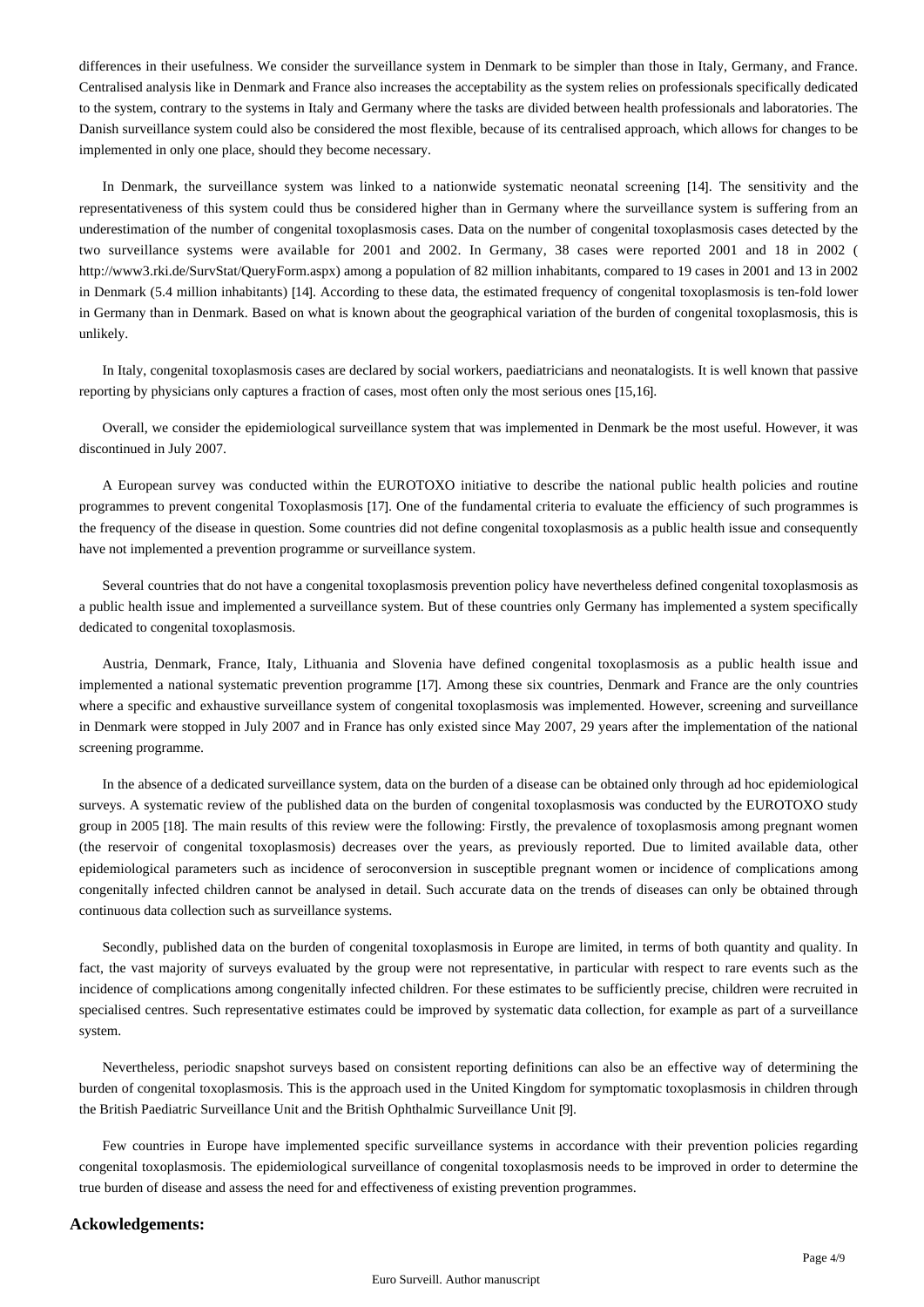differences in their usefulness. We consider the surveillance system in Denmark to be simpler than those in Italy, Germany, and France. Centralised analysis like in Denmark and France also increases the acceptability as the system relies on professionals specifically dedicated to the system, contrary to the systems in Italy and Germany where the tasks are divided between health professionals and laboratories. The Danish surveillance system could also be considered the most flexible, because of its centralised approach, which allows for changes to be implemented in only one place, should they become necessary.

In Denmark, the surveillance system was linked to a nationwide systematic neonatal screening [14]. The sensitivity and the representativeness of this system could thus be considered higher than in Germany where the surveillance system is suffering from an underestimation of the number of congenital toxoplasmosis cases. Data on the number of congenital toxoplasmosis cases detected by the two surveillance systems were available for 2001 and 2002. In Germany, 38 cases were reported 2001 and 18 in 2002 ( http://www3.rki.de/SurvStat/QueryForm.aspx) among a population of 82 million inhabitants, compared to 19 cases in 2001 and 13 in 2002 in Denmark (5.4 million inhabitants) [14]. According to these data, the estimated frequency of congenital toxoplasmosis is ten-fold lower in Germany than in Denmark. Based on what is known about the geographical variation of the burden of congenital toxoplasmosis, this is unlikely.

In Italy, congenital toxoplasmosis cases are declared by social workers, paediatricians and neonatalogists. It is well known that passive reporting by physicians only captures a fraction of cases, most often only the most serious ones [15,16].

Overall, we consider the epidemiological surveillance system that was implemented in Denmark be the most useful. However, it was discontinued in July 2007.

A European survey was conducted within the EUROTOXO initiative to describe the national public health policies and routine programmes to prevent congenital Toxoplasmosis [17]. One of the fundamental criteria to evaluate the efficiency of such programmes is the frequency of the disease in question. Some countries did not define congenital toxoplasmosis as a public health issue and consequently have not implemented a prevention programme or surveillance system.

Several countries that do not have a congenital toxoplasmosis prevention policy have nevertheless defined congenital toxoplasmosis as a public health issue and implemented a surveillance system. But of these countries only Germany has implemented a system specifically dedicated to congenital toxoplasmosis.

Austria, Denmark, France, Italy, Lithuania and Slovenia have defined congenital toxoplasmosis as a public health issue and implemented a national systematic prevention programme [17]. Among these six countries, Denmark and France are the only countries where a specific and exhaustive surveillance system of congenital toxoplasmosis was implemented. However, screening and surveillance in Denmark were stopped in July 2007 and in France has only existed since May 2007, 29 years after the implementation of the national screening programme.

In the absence of a dedicated surveillance system, data on the burden of a disease can be obtained only through ad hoc epidemiological surveys. A systematic review of the published data on the burden of congenital toxoplasmosis was conducted by the EUROTOXO study group in 2005 [18]. The main results of this review were the following: Firstly, the prevalence of toxoplasmosis among pregnant women (the reservoir of congenital toxoplasmosis) decreases over the years, as previously reported. Due to limited available data, other epidemiological parameters such as incidence of seroconversion in susceptible pregnant women or incidence of complications among congenitally infected children cannot be analysed in detail. Such accurate data on the trends of diseases can only be obtained through continuous data collection such as surveillance systems.

Secondly, published data on the burden of congenital toxoplasmosis in Europe are limited, in terms of both quantity and quality. In fact, the vast majority of surveys evaluated by the group were not representative, in particular with respect to rare events such as the incidence of complications among congenitally infected children. For these estimates to be sufficiently precise, children were recruited in specialised centres. Such representative estimates could be improved by systematic data collection, for example as part of a surveillance system.

Nevertheless, periodic snapshot surveys based on consistent reporting definitions can also be an effective way of determining the burden of congenital toxoplasmosis. This is the approach used in the United Kingdom for symptomatic toxoplasmosis in children through the British Paediatric Surveillance Unit and the British Ophthalmic Surveillance Unit [9].

Few countries in Europe have implemented specific surveillance systems in accordance with their prevention policies regarding congenital toxoplasmosis. The epidemiological surveillance of congenital toxoplasmosis needs to be improved in order to determine the true burden of disease and assess the need for and effectiveness of existing prevention programmes.

## Ackowledgements: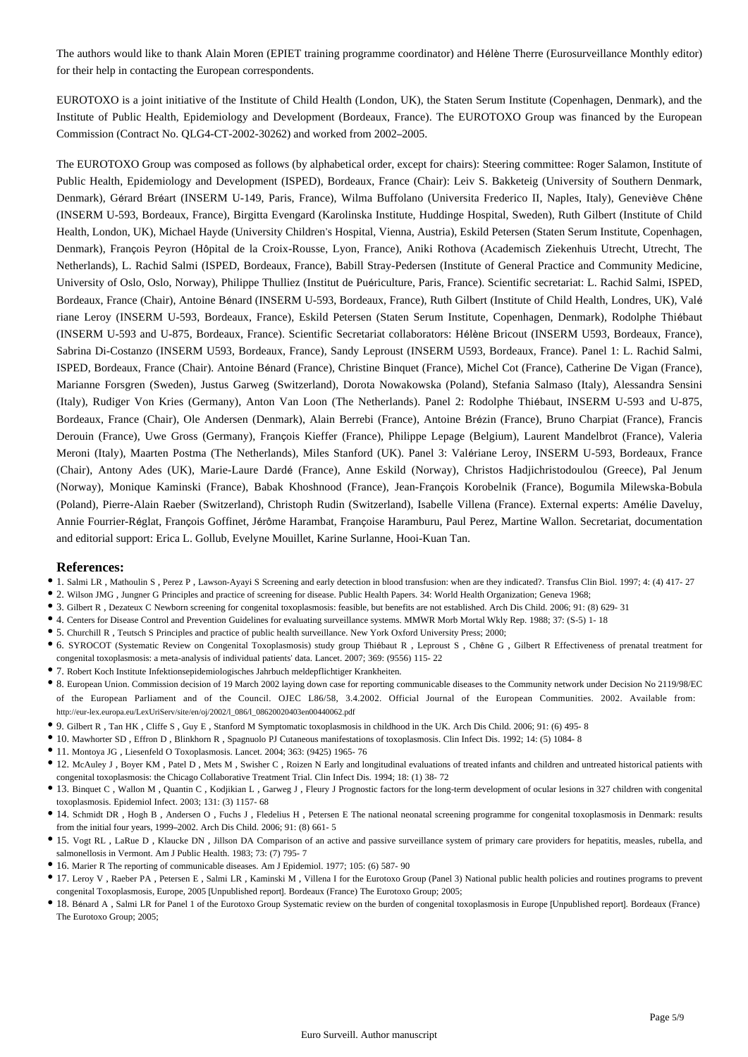The authors would like to thank Alain Moren (EPIET training programme coordinator) and Hélène Therre (Eurosurveillance Monthly editor) for their help in contacting the European correspondents.

EUROTOXO is a joint initiative of the Institute of Child Health (London, UK), the Staten Serum Institute (Copenhagen, Denmark), and the Institute of Public Health, Epidemiology and Development (Bordeaux, France). The EUROTOXO Group was financed by the European Commission (Contract No. QLG4-CT-2002-30262) and worked from 2002–2005.

The EUROTOXO Group was composed as follows (by alphabetical order, except for chairs): Steering committee: Roger Salamon, Institute of Public Health, Epidemiology and Development (ISPED), Bordeaux, France (Chair): Leiv S. Bakketeig (University of Southern Denmark, Denmark), Gérard Bréart (INSERM U-149, Paris, France), Wilma Buffolano (Universita Frederico II, Naples, Italy), Geneviève Chêne (INSERM U-593, Bordeaux, France), Birgitta Evengard (Karolinska Institute, Huddinge Hospital, Sweden), Ruth Gilbert (Institute of Child Health, London, UK), Michael Hayde (University Children's Hospital, Vienna, Austria), Eskild Petersen (Staten Serum Institute, Copenhagen, Denmark), François Peyron (Hôpital de la Croix-Rousse, Lyon, France), Aniki Rothova (Academisch Ziekenhuis Utrecht, Utrecht, The Netherlands), L. Rachid Salmi (ISPED, Bordeaux, France), Babill Stray-Pedersen (Institute of General Practice and Community Medicine, University of Oslo, Oslo, Norway), Philippe Thulliez (Institut de Puériculture, Paris, France). Scientific secretariat: L. Rachid Salmi, ISPED, Bordeaux, France (Chair), Antoine Bénard (INSERM U-593, Bordeaux, France), Ruth Gilbert (Institute of Child Health, Londres, UK), Valériane Leroy (INSERM U-593, Bordeaux, France), Eskild Petersen (Staten Serum Institute, Copenhagen, Denmark), Rodolphe Thiébaut (INSERM U-593 and U-875, Bordeaux, France). Scientific Secretariat collaborators: Hélène Bricout (INSERM U593, Bordeaux, France), Sabrina Di-Costanzo (INSERM U593, Bordeaux, France), Sandy Leproust (INSERM U593, Bordeaux, France). Panel 1: L. Rachid Salmi, ISPED, Bordeaux, France (Chair). Antoine Bénard (France), Christine Binquet (France), Michel Cot (France), Catherine De Vigan (France), Marianne Forsgren (Sweden), Justus Garweg (Switzerland), Dorota Nowakowska (Poland), Stefania Salmaso (Italy), Alessandra Sensini (Italy), Rudiger Von Kries (Germany), Anton Van Loon (The Netherlands). Panel 2: Rodolphe Thiébaut, INSERM U-593 and U-875, Bordeaux, France (Chair), Ole Andersen (Denmark), Alain Berrebi (France), Antoine Brézin (France), Bruno Charpiat (France), Francis Derouin (France), Uwe Gross (Germany), François Kieffer (France), Philippe Lepage (Belgium), Laurent Mandelbrot (France), Valeria Meroni (Italy), Maarten Postma (The Netherlands), Miles Stanford (UK). Panel 3: Valériane Leroy, INSERM U-593, Bordeaux, France (Chair), Antony Ades (UK), Marie-Laure Dardé (France), Anne Eskild (Norway), Christos Hadjichristodoulou (Greece), Pal Jenum (Norway), Monique Kaminski (France), Babak Khoshnood (France), Jean-François Korobelnik (France), Bogumila Milewska-Bobula (Poland), Pierre-Alain Raeber (Switzerland), Christoph Rudin (Switzerland), Isabelle Villena (France). External experts: Amélie Daveluy, Annie Fourrier-Réglat, François Goffinet, Jérôme Harambat, Françoise Haramburu, Paul Perez, Martine Wallon. Secretariat, documentation and editorial support: Erica L. Gollub, Evelyne Mouillet, Karine Surlanne, Hooi-Kuan Tan.

## References:

- 1. Salmi LR , Mathoulin S , Perez P , Lawson-Ayayi S Screening and early detection in blood transfusion: when are they indicated?. Transfus Clin Biol. 1997; 4: (4) 417- 27
- 2. Wilson JMG , Jungner G Principles and practice of screening for disease. Public Health Papers. 34: World Health Organization; Geneva 1968;
- 3. Gilbert R , Dezateux C Newborn screening for congenital toxoplasmosis: feasible, but benefits are not established. Arch Dis Child. 2006; 91: (8) 629- 31
- 4. Centers for Disease Control and Prevention Guidelines for evaluating surveillance systems. MMWR Morb Mortal Wkly Rep. 1988; 37: (S-5) 1- 18
- 5. Churchill R , Teutsch S Principles and practice of public health surveillance. New York Oxford University Press; 2000;
- 6. SYROCOT (Systematic Review on Congenital Toxoplasmosis) study group Thiébaut R , Leproust S , Chêne G , Gilbert R Effectiveness of prenatal treatment for congenital toxoplasmosis: a meta-analysis of individual patients' data. Lancet. 2007; 369: (9556) 115- 22
- 7. Robert Koch Institute Infektionsepidemiologisches Jahrbuch meldepflichtiger Krankheiten.
- 8. European Union. Commission decision of 19 March 2002 laying down case for reporting communicable diseases to the Community network under Decision No 2119/98/EC of the European Parliament and of the Council. OJEC L86/58, 3.4.2002. Official Journal of the European Communities. 2002. Available from: http://eur-lex.europa.eu/LexUriServ/site/en/oj/2002/l_086/l_08620020403en00440062.pdf
- 9. Gilbert R , Tan HK , Cliffe S , Guy E , Stanford M Symptomatic toxoplasmosis in childhood in the UK. Arch Dis Child. 2006; 91: (6) 495- 8
- 10. Mawhorter SD , Effron D , Blinkhorn R , Spagnuolo PJ Cutaneous manifestations of toxoplasmosis. Clin Infect Dis. 1992; 14: (5) 1084- 8
- 11. Montoya JG , Liesenfeld O Toxoplasmosis. Lancet. 2004; 363: (9425) 1965- 76
- 12. McAuley J , Boyer KM , Patel D , Mets M , Swisher C , Roizen N Early and longitudinal evaluations of treated infants and children and untreated historical patients with congenital toxoplasmosis: the Chicago Collaborative Treatment Trial. Clin Infect Dis. 1994; 18: (1) 38- 72
- 13. Binquet C , Wallon M , Quantin C , Kodjikian L , Garweg J , Fleury J Prognostic factors for the long-term development of ocular lesions in 327 children with congenital toxoplasmosis. Epidemiol Infect. 2003; 131: (3) 1157- 68
- 14. Schmidt DR , Hogh B , Andersen O , Fuchs J , Fledelius H , Petersen E The national neonatal screening programme for congenital toxoplasmosis in Denmark: results from the initial four years, 1999–2002. Arch Dis Child. 2006; 91: (8) 661- 5
- 15. Vogt RL , LaRue D , Klaucke DN , Jillson DA Comparison of an active and passive surveillance system of primary care providers for hepatitis, measles, rubella, and salmonellosis in Vermont. Am J Public Health. 1983; 73: (7) 795- 7
- 16. Marier R The reporting of communicable diseases. Am J Epidemiol. 1977; 105: (6) 587- 90
- 17. Leroy V , Raeber PA , Petersen E , Salmi LR , Kaminski M , Villena I for the Eurotoxo Group (Panel 3) National public health policies and routines programs to prevent congenital Toxoplasmosis, Europe, 2005 [Unpublished report]. Bordeaux (France) The Eurotoxo Group; 2005;
- 18. Bénard A , Salmi LR for Panel 1 of the Eurotoxo Group Systematic review on the burden of congenital toxoplasmosis in Europe [Unpublished report]. Bordeaux (France) The Eurotoxo Group; 2005;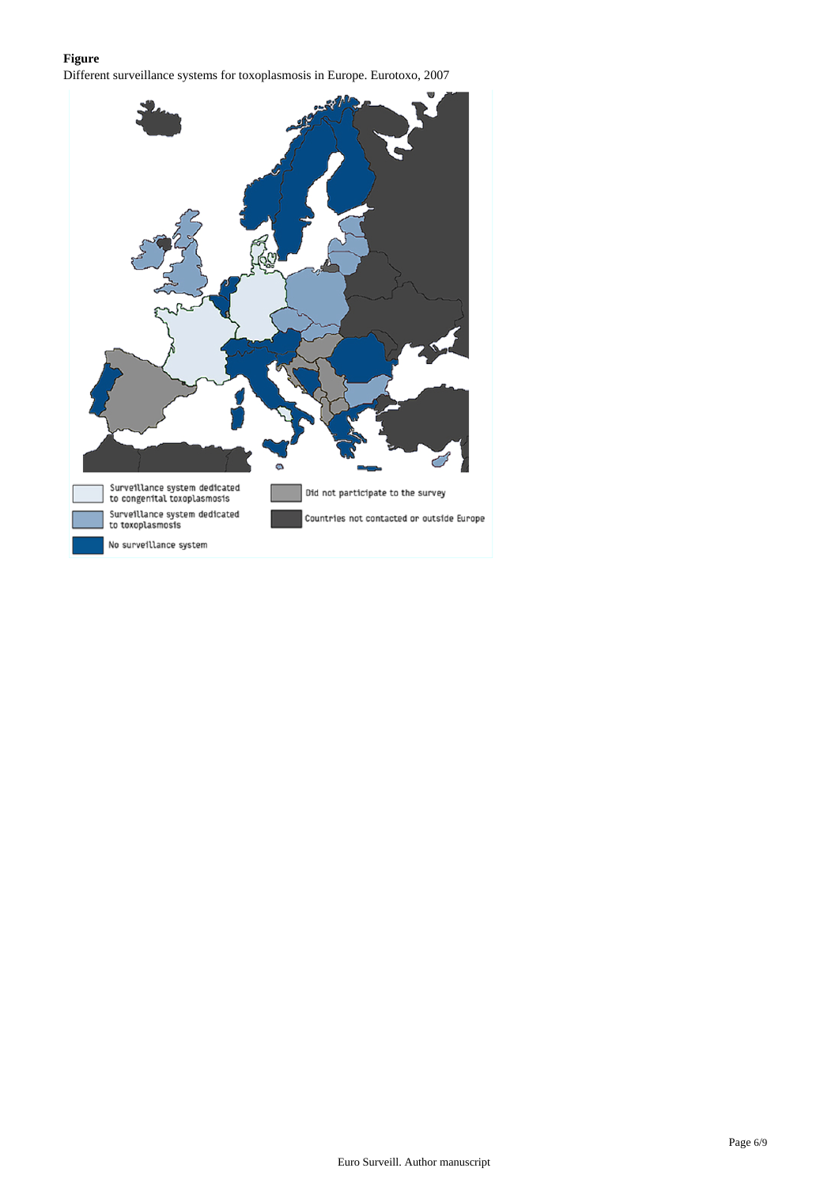**Figure**

Different surveillance systems for toxoplasmosis in Europe. Eurotoxo, 2007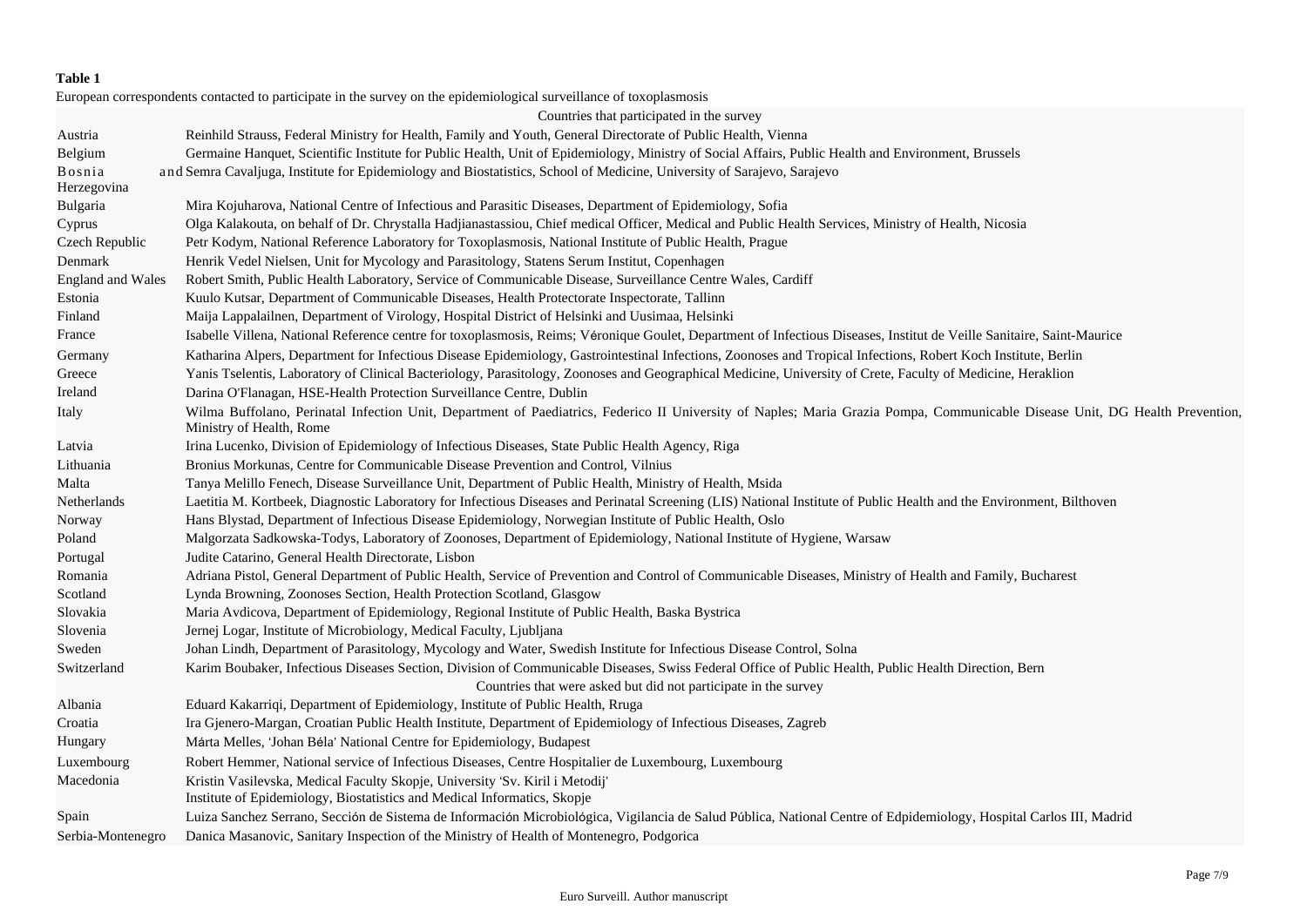**Table 1**

European correspondents contacted to participate in the survey on the epidemiological surveillance of toxoplasmosis

| | |
|---|---|
| | Countries that participated in the survey |
| Austria | Reinhild Strauss, Federal Ministry for Health, Family and Youth, General Directorate of Public Health, Vienna |
| Belgium | Germaine Hanquet, Scientific Institute for Public Health, Unit of Epidemiology, Ministry of Social Affairs, Public Health and Environment, Brussels |
| Bosnia and Herzegovina | Semra Cavaljuga, Institute for Epidemiology and Biostatistics, School of Medicine, University of Sarajevo, Sarajevo |
| Bulgaria | Mira Kojuharova, National Centre of Infectious and Parasitic Diseases, Department of Epidemiology, Sofia |
| Cyprus | Olga Kalakouta, on behalf of Dr. Chrystalla Hadjianastassiou, Chief medical Officer, Medical and Public Health Services, Ministry of Health, Nicosia |
| Czech Republic | Petr Kodym, National Reference Laboratory for Toxoplasmosis, National Institute of Public Health, Prague |
| Denmark | Henrik Vedel Nielsen, Unit for Mycology and Parasitology, Statens Serum Institut, Copenhagen |
| England and Wales | Robert Smith, Public Health Laboratory, Service of Communicable Disease, Surveillance Centre Wales, Cardiff |
| Estonia | Kuulo Kutsar, Department of Communicable Diseases, Health Protectorate Inspectorate, Tallinn |
| Finland | Maija Lappalailnen, Department of Virology, Hospital District of Helsinki and Uusimaa, Helsinki |
| France | Isabelle Villena, National Reference centre for toxoplasmosis, Reims; Véronique Goulet, Department of Infectious Diseases, Institut de Veille Sanitaire, Saint-Maurice |
| Germany | Katharina Alpers, Department for Infectious Disease Epidemiology, Gastrointestinal Infections, Zoonoses and Tropical Infections, Robert Koch Institute, Berlin |
| Greece | Yanis Tselentis, Laboratory of Clinical Bacteriology, Parasitology, Zoonoses and Geographical Medicine, University of Crete, Faculty of Medicine, Heraklion |
| Ireland | Darina O'Flanagan, HSE-Health Protection Surveillance Centre, Dublin |
| Italy | Wilma Buffolano, Perinatal Infection Unit, Department of Paediatrics, Federico II University of Naples; Maria Grazia Pompa, Communicable Disease Unit, DG Health Prevention, Ministry of Health, Rome |
| Latvia | Irina Lucenko, Division of Epidemiology of Infectious Diseases, State Public Health Agency, Riga |
| Lithuania | Bronius Morkunas, Centre for Communicable Disease Prevention and Control, Vilnius |
| Malta | Tanya Melillo Fenech, Disease Surveillance Unit, Department of Public Health, Ministry of Health, Msida |
| Netherlands | Laetitia M. Kortbeek, Diagnostic Laboratory for Infectious Diseases and Perinatal Screening (LIS) National Institute of Public Health and the Environment, Bilthoven |
| Norway | Hans Blystad, Department of Infectious Disease Epidemiology, Norwegian Institute of Public Health, Oslo |
| Poland | Malgorzata Sadkowska-Todys, Laboratory of Zoonoses, Department of Epidemiology, National Institute of Hygiene, Warsaw |
| Portugal | Judite Catarino, General Health Directorate, Lisbon |
| Romania | Adriana Pistol, General Department of Public Health, Service of Prevention and Control of Communicable Diseases, Ministry of Health and Family, Bucharest |
| Scotland | Lynda Browning, Zoonoses Section, Health Protection Scotland, Glasgow |
| Slovakia | Maria Avdicova, Department of Epidemiology, Regional Institute of Public Health, Baska Bystrica |
| Slovenia | Jernej Logar, Institute of Microbiology, Medical Faculty, Ljubljana |
| Sweden | Johan Lindh, Department of Parasitology, Mycology and Water, Swedish Institute for Infectious Disease Control, Solna |
| Switzerland | Karim Boubaker, Infectious Diseases Section, Division of Communicable Diseases, Swiss Federal Office of Public Health, Public Health Direction, Bern |
| | Countries that were asked but did not participate in the survey |
| Albania | Eduard Kakarriqi, Department of Epidemiology, Institute of Public Health, Rruga |
| Croatia | Ira Gjenero-Margan, Croatian Public Health Institute, Department of Epidemiology of Infectious Diseases, Zagreb |
| Hungary | Márta Melles, 'Johan Béla' National Centre for Epidemiology, Budapest |
| Luxembourg | Robert Hemmer, National service of Infectious Diseases, Centre Hospitalier de Luxembourg, Luxembourg |
| Macedonia | Kristin Vasilevska, Medical Faculty Skopje, University 'Sv. Kiril i Metodij' Institute of Epidemiology, Biostatistics and Medical Informatics, Skopje |
| Spain | Luiza Sanchez Serrano, Sección de Sistema de Información Microbiológica, Vigilancia de Salud Pública, National Centre of Edpidemiology, Hospital Carlos III, Madrid |
| Serbia-Montenegro | Danica Masanovic, Sanitary Inspection of the Ministry of Health of Montenegro, Podgorica |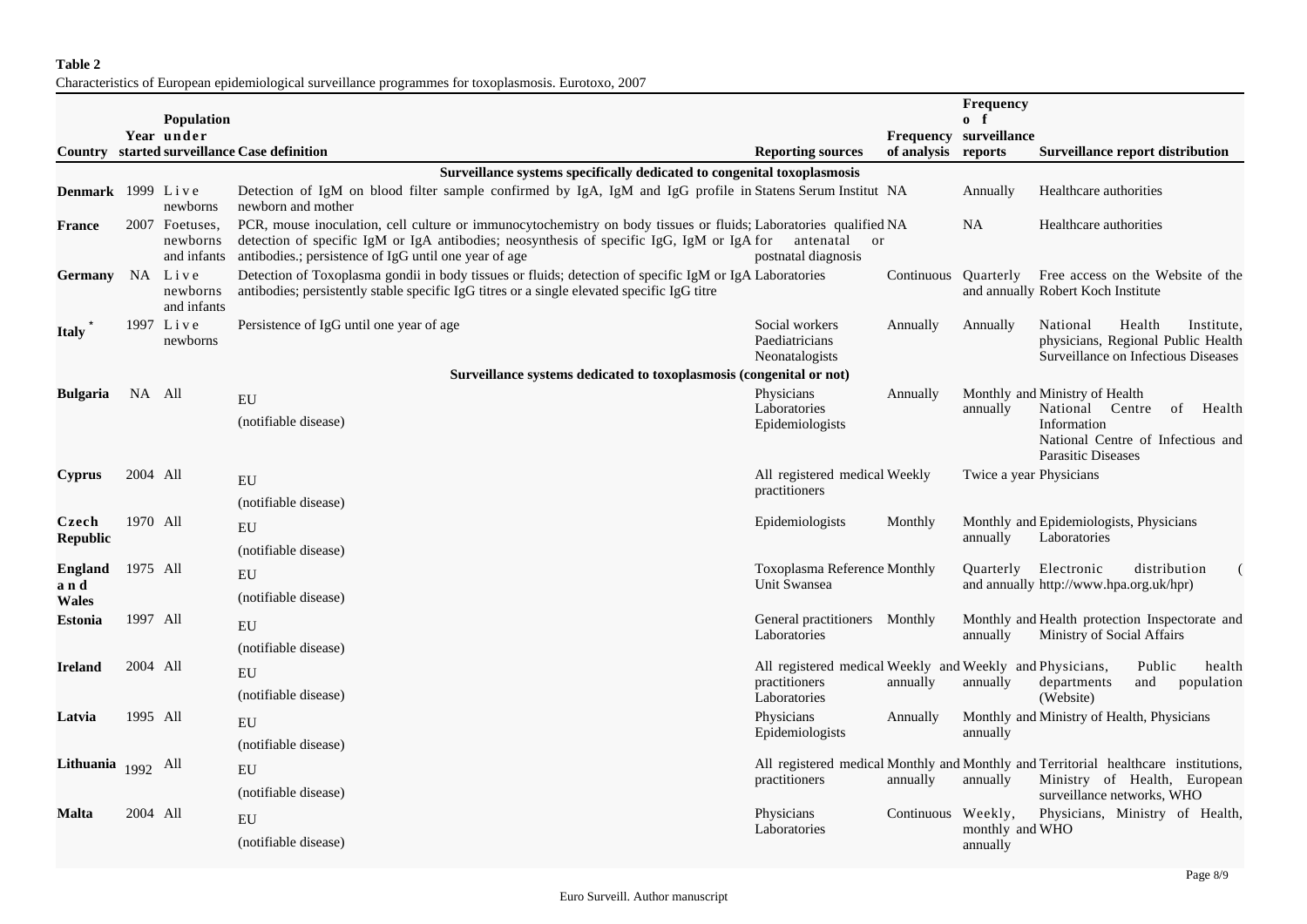**Table 2**

Characteristics of European epidemiological surveillance programmes for toxoplasmosis. Eurotoxo, 2007

| Country | Year started | Population under surveillance | Case definition | Reporting sources | Frequency of analysis | Frequency of surveillance reports | Surveillance report distribution |
|---|---|---|---|---|---|---|---|
| **Surveillance systems specifically dedicated to congenital toxoplasmosis** | | | | | | | |
| **Denmark** | 1999 | Live newborns | Detection of IgM on blood filter sample confirmed by IgA, IgM and IgG profile in newborn and mother | Statens Serum Institut | NA | Annually | Healthcare authorities |
| **France** | 2007 | Foetuses, newborns and infants | PCR, mouse inoculation, cell culture or immunocytochemistry on body tissues or fluids; detection of specific IgM or IgA antibodies; neosynthesis of specific IgG, IgM or IgA antibodies.; persistence of IgG until one year of age | Laboratories qualified for antenatal or postnatal diagnosis | NA | NA | Healthcare authorities |
| **Germany** | NA | Live newborns and infants | Detection of Toxoplasma gondii in body tissues or fluids; detection of specific IgM or IgA antibodies; persistently stable specific IgG titres or a single elevated specific IgG titre | Laboratories | Continuous | Quarterly and annually | Free access on the Website of the Robert Koch Institute |
| **Italy** * | 1997 | Live newborns | Persistence of IgG until one year of age | Social workers Paediatricians Neonatalogists | Annually | Annually | National Health Institute, physicians, Regional Public Health Surveillance on Infectious Diseases |
| **Surveillance systems dedicated to toxoplasmosis (congenital or not)** | | | | | | | |
| **Bulgaria** | NA | All | EU (notifiable disease) | Physicians Laboratories Epidemiologists | Annually | Monthly and annually | Ministry of Health National Centre of Health Information National Centre of Infectious and Parasitic Diseases |
| **Cyprus** | 2004 | All | EU (notifiable disease) | All registered medical practitioners | Weekly | Twice a year | Physicians |
| **Czech Republic** | 1970 | All | EU (notifiable disease) | Epidemiologists | Monthly | Monthly and annually | Epidemiologists, Physicians Laboratories |
| **England and Wales** | 1975 | All | EU (notifiable disease) | Toxoplasma Reference Unit Swansea | Monthly | Quarterly and annually | Electronic distribution (http://www.hpa.org.uk/hpr) |
| **Estonia** | 1997 | All | EU (notifiable disease) | General practitioners Laboratories | Monthly | Monthly and annually | Health protection Inspectorate and Ministry of Social Affairs |
| **Ireland** | 2004 | All | EU (notifiable disease) | All registered medical practitioners Laboratories | Weekly and annually | Weekly and annually | Physicians, Public health departments and population (Website) |
| **Latvia** | 1995 | All | EU (notifiable disease) | Physicians Epidemiologists | Annually | Monthly and annually | Ministry of Health, Physicians |
| **Lithuania** | 1992 | All | EU (notifiable disease) | All registered medical practitioners | Monthly and annually | Monthly and annually | Territorial healthcare institutions, Ministry of Health, European surveillance networks, WHO |
| **Malta** | 2004 | All | EU (notifiable disease) | Physicians Laboratories | Continuous | Weekly, monthly and annually | Physicians, Ministry of Health, WHO |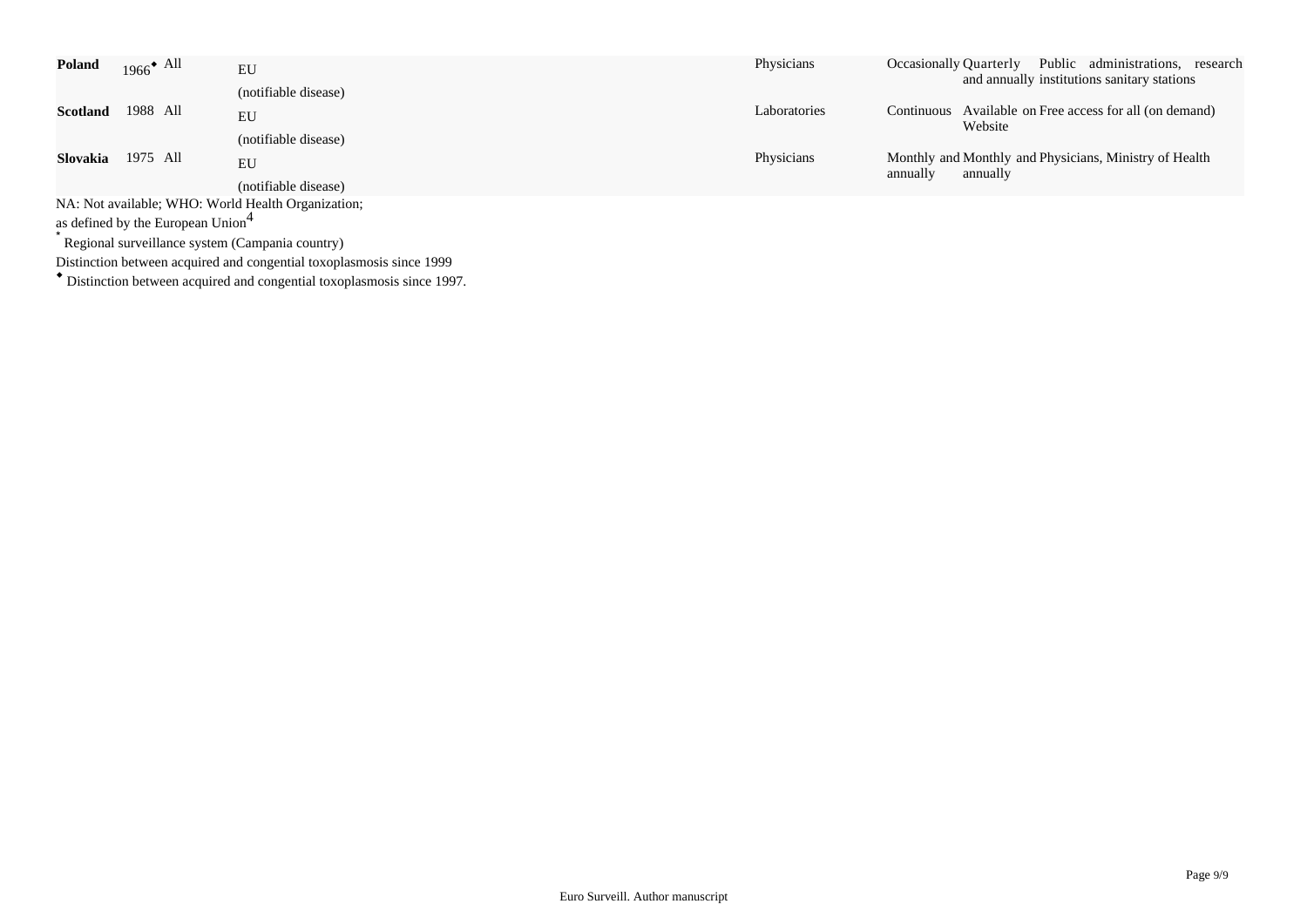| | | | | | | | |
|---|---|---|---|---|---|---|---|
| **Poland** | 1966◆ | All | EU (notifiable disease) | Physicians | Occasionally | Quarterly and annually | Public administrations, research institutions sanitary stations |
| **Scotland** | 1988 | All | EU (notifiable disease) | Laboratories | Continuous | Available on Website | Free access for all (on demand) |
| **Slovakia** | 1975 | All | EU (notifiable disease) | Physicians | Monthly and annually | Monthly and annually | Physicians, Ministry of Health |

NA: Not available; WHO: World Health Organization;

as defined by the European Union[4]

* Regional surveillance system (Campania country)

Distinction between acquired and congential toxoplasmosis since 1999

◆ Distinction between acquired and congential toxoplasmosis since 1997.